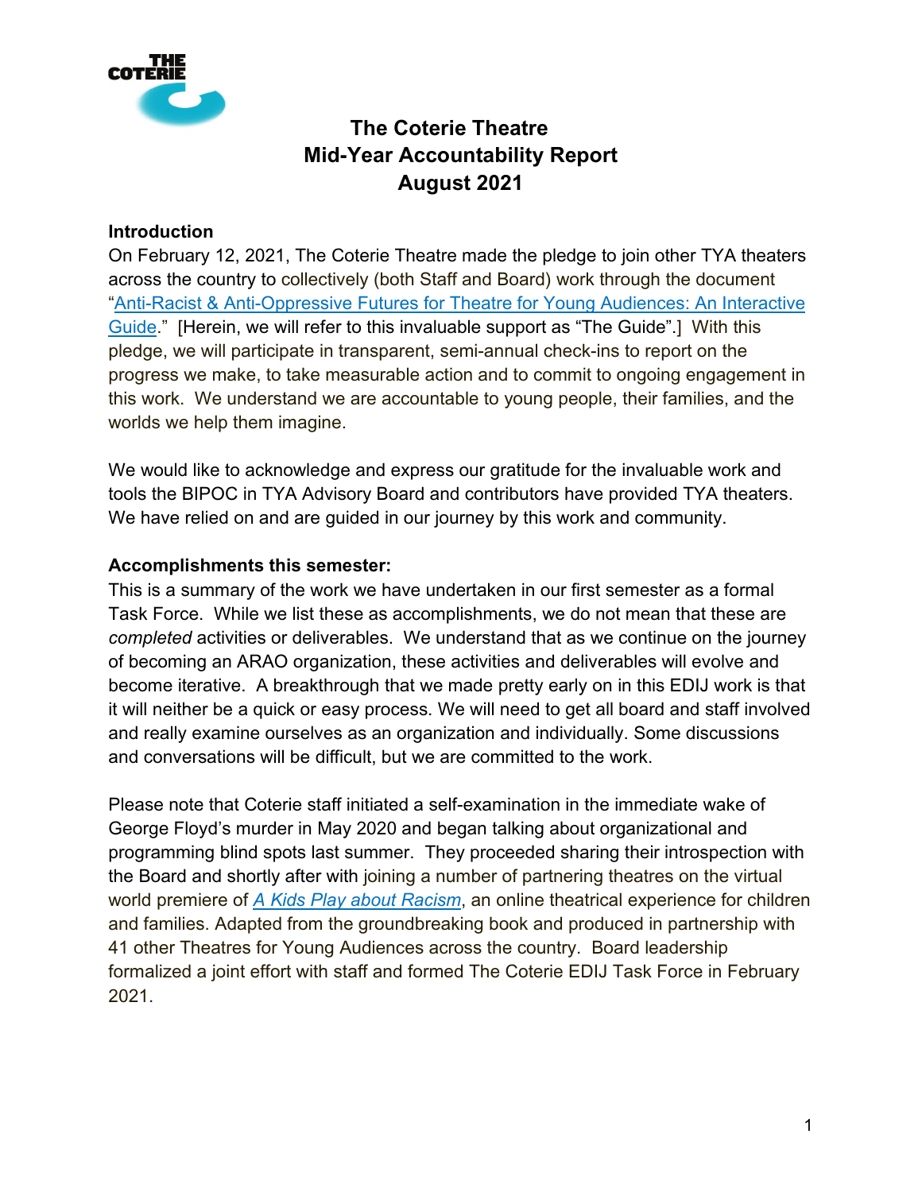# The Coterie Theatre
## Mid-Year Accountability Report
## August 2021

**Introduction**

On February 12, 2021, The Coterie Theatre made the pledge to join other TYA theaters across the country to collectively (both Staff and Board) work through the document "Anti-Racist & Anti-Oppressive Futures for Theatre for Young Audiences: An Interactive Guide." [Herein, we will refer to this invaluable support as "The Guide".] With this pledge, we will participate in transparent, semi-annual check-ins to report on the progress we make, to take measurable action and to commit to ongoing engagement in this work. We understand we are accountable to young people, their families, and the worlds we help them imagine.

We would like to acknowledge and express our gratitude for the invaluable work and tools the BIPOC in TYA Advisory Board and contributors have provided TYA theaters. We have relied on and are guided in our journey by this work and community.

**Accomplishments this semester:**

This is a summary of the work we have undertaken in our first semester as a formal Task Force. While we list these as accomplishments, we do not mean that these are *completed* activities or deliverables. We understand that as we continue on the journey of becoming an ARAO organization, these activities and deliverables will evolve and become iterative. A breakthrough that we made pretty early on in this EDIJ work is that it will neither be a quick or easy process. We will need to get all board and staff involved and really examine ourselves as an organization and individually. Some discussions and conversations will be difficult, but we are committed to the work.

Please note that Coterie staff initiated a self-examination in the immediate wake of George Floyd's murder in May 2020 and began talking about organizational and programming blind spots last summer. They proceeded sharing their introspection with the Board and shortly after with joining a number of partnering theatres on the virtual world premiere of *A Kids Play about Racism*, an online theatrical experience for children and families. Adapted from the groundbreaking book and produced in partnership with 41 other Theatres for Young Audiences across the country. Board leadership formalized a joint effort with staff and formed The Coterie EDIJ Task Force in February 2021.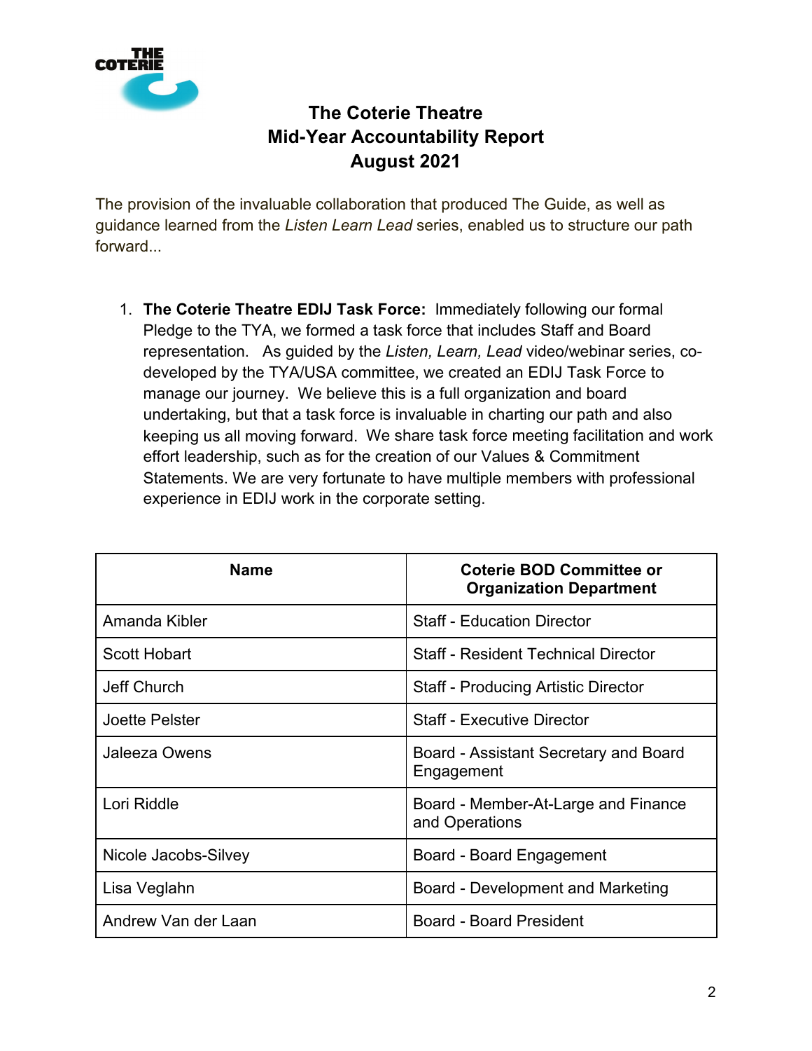# The Coterie Theatre
## Mid-Year Accountability Report
## August 2021

The provision of the invaluable collaboration that produced The Guide, as well as guidance learned from the *Listen Learn Lead* series, enabled us to structure our path forward...

1. **The Coterie Theatre EDIJ Task Force:** Immediately following our formal Pledge to the TYA, we formed a task force that includes Staff and Board representation. As guided by the *Listen, Learn, Lead* video/webinar series, co-developed by the TYA/USA committee, we created an EDIJ Task Force to manage our journey. We believe this is a full organization and board undertaking, but that a task force is invaluable in charting our path and also keeping us all moving forward. We share task force meeting facilitation and work effort leadership, such as for the creation of our Values & Commitment Statements. We are very fortunate to have multiple members with professional experience in EDIJ work in the corporate setting.

| Name | Coterie BOD Committee or Organization Department |
|---|---|
| Amanda Kibler | Staff - Education Director |
| Scott Hobart | Staff - Resident Technical Director |
| Jeff Church | Staff - Producing Artistic Director |
| Joette Pelster | Staff - Executive Director |
| Jaleeza Owens | Board - Assistant Secretary and Board Engagement |
| Lori Riddle | Board - Member-At-Large and Finance and Operations |
| Nicole Jacobs-Silvey | Board - Board Engagement |
| Lisa Veglahn | Board - Development and Marketing |
| Andrew Van der Laan | Board - Board President |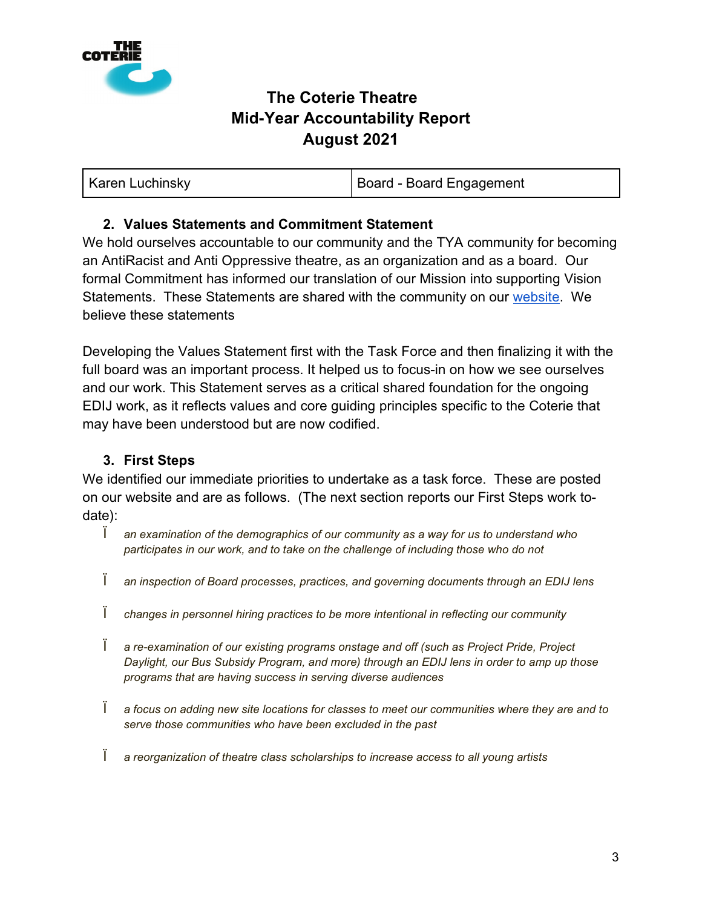# The Coterie Theatre
# Mid-Year Accountability Report
# August 2021

| Karen Luchinsky | Board - Board Engagement |
|---|---|

2. **Values Statements and Commitment Statement**

We hold ourselves accountable to our community and the TYA community for becoming an AntiRacist and Anti Oppressive theatre, as an organization and as a board. Our formal Commitment has informed our translation of our Mission into supporting Vision Statements. These Statements are shared with the community on our website. We believe these statements

Developing the Values Statement first with the Task Force and then finalizing it with the full board was an important process. It helped us to focus-in on how we see ourselves and our work. This Statement serves as a critical shared foundation for the ongoing EDIJ work, as it reflects values and core guiding principles specific to the Coterie that may have been understood but are now codified.

3. **First Steps**

We identified our immediate priorities to undertake as a task force. These are posted on our website and are as follows. (The next section reports our First Steps work to-date):

- *an examination of the demographics of our community as a way for us to understand who participates in our work, and to take on the challenge of including those who do not*
- *an inspection of Board processes, practices, and governing documents through an EDIJ lens*
- *changes in personnel hiring practices to be more intentional in reflecting our community*
- *a re-examination of our existing programs onstage and off (such as Project Pride, Project Daylight, our Bus Subsidy Program, and more) through an EDIJ lens in order to amp up those programs that are having success in serving diverse audiences*
- *a focus on adding new site locations for classes to meet our communities where they are and to serve those communities who have been excluded in the past*
- *a reorganization of theatre class scholarships to increase access to all young artists*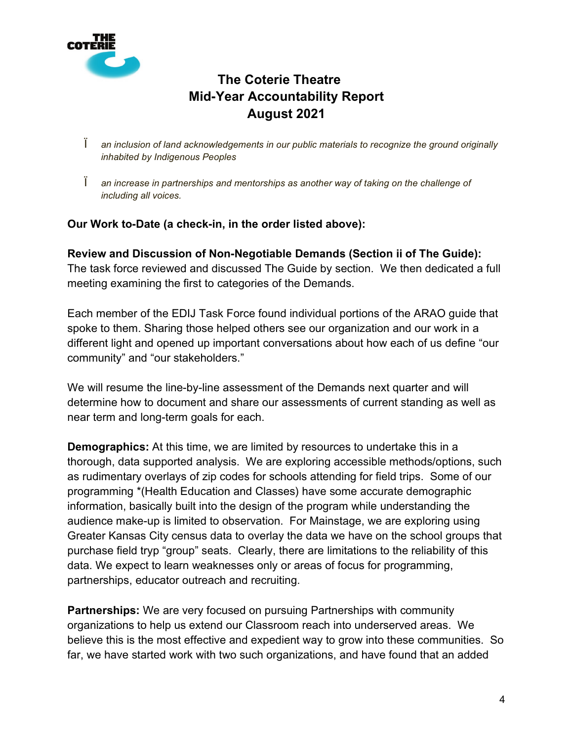# The Coterie Theatre
# Mid-Year Accountability Report
# August 2021

- *an inclusion of land acknowledgements in our public materials to recognize the ground originally inhabited by Indigenous Peoples*

- *an increase in partnerships and mentorships as another way of taking on the challenge of including all voices.*

**Our Work to-Date (a check-in, in the order listed above):**

**Review and Discussion of Non-Negotiable Demands (Section ii of The Guide):** The task force reviewed and discussed The Guide by section. We then dedicated a full meeting examining the first to categories of the Demands.

Each member of the EDIJ Task Force found individual portions of the ARAO guide that spoke to them. Sharing those helped others see our organization and our work in a different light and opened up important conversations about how each of us define "our community" and "our stakeholders."

We will resume the line-by-line assessment of the Demands next quarter and will determine how to document and share our assessments of current standing as well as near term and long-term goals for each.

**Demographics:** At this time, we are limited by resources to undertake this in a thorough, data supported analysis. We are exploring accessible methods/options, such as rudimentary overlays of zip codes for schools attending for field trips. Some of our programming *(Health Education and Classes) have some accurate demographic information, basically built into the design of the program while understanding the audience make-up is limited to observation. For Mainstage, we are exploring using Greater Kansas City census data to overlay the data we have on the school groups that purchase field tryp "group" seats. Clearly, there are limitations to the reliability of this data. We expect to learn weaknesses only or areas of focus for programming, partnerships, educator outreach and recruiting.

**Partnerships:** We are very focused on pursuing Partnerships with community organizations to help us extend our Classroom reach into underserved areas. We believe this is the most effective and expedient way to grow into these communities. So far, we have started work with two such organizations, and have found that an added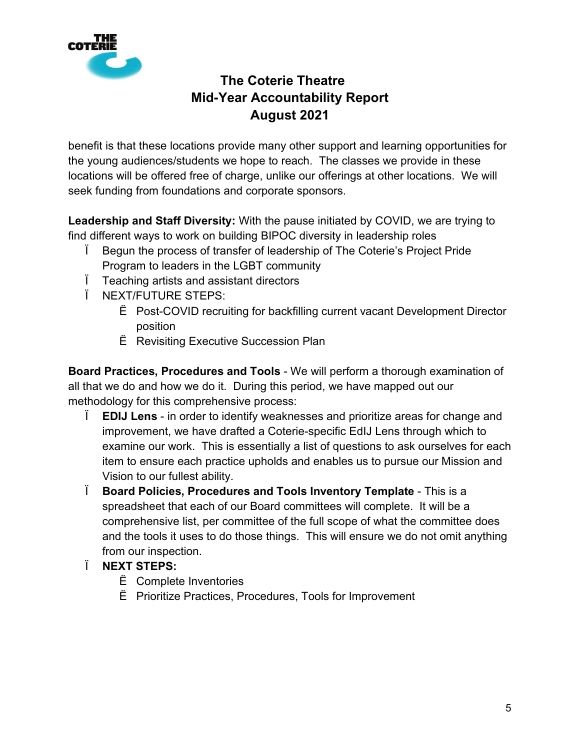benefit is that these locations provide many other support and learning opportunities for the young audiences/students we hope to reach. The classes we provide in these locations will be offered free of charge, unlike our offerings at other locations. We will seek funding from foundations and corporate sponsors.

**Leadership and Staff Diversity:** With the pause initiated by COVID, we are trying to find different ways to work on building BIPOC diversity in leadership roles

- Begun the process of transfer of leadership of The Coterie's Project Pride Program to leaders in the LGBT community
- Teaching artists and assistant directors
- NEXT/FUTURE STEPS:
  - Post-COVID recruiting for backfilling current vacant Development Director position
  - Revisiting Executive Succession Plan

**Board Practices, Procedures and Tools** - We will perform a thorough examination of all that we do and how we do it. During this period, we have mapped out our methodology for this comprehensive process:

- **EDIJ Lens** - in order to identify weaknesses and prioritize areas for change and improvement, we have drafted a Coterie-specific EdIJ Lens through which to examine our work. This is essentially a list of questions to ask ourselves for each item to ensure each practice upholds and enables us to pursue our Mission and Vision to our fullest ability.
- **Board Policies, Procedures and Tools Inventory Template** - This is a spreadsheet that each of our Board committees will complete. It will be a comprehensive list, per committee of the full scope of what the committee does and the tools it uses to do those things. This will ensure we do not omit anything from our inspection.
- **NEXT STEPS:**
  - Complete Inventories
  - Prioritize Practices, Procedures, Tools for Improvement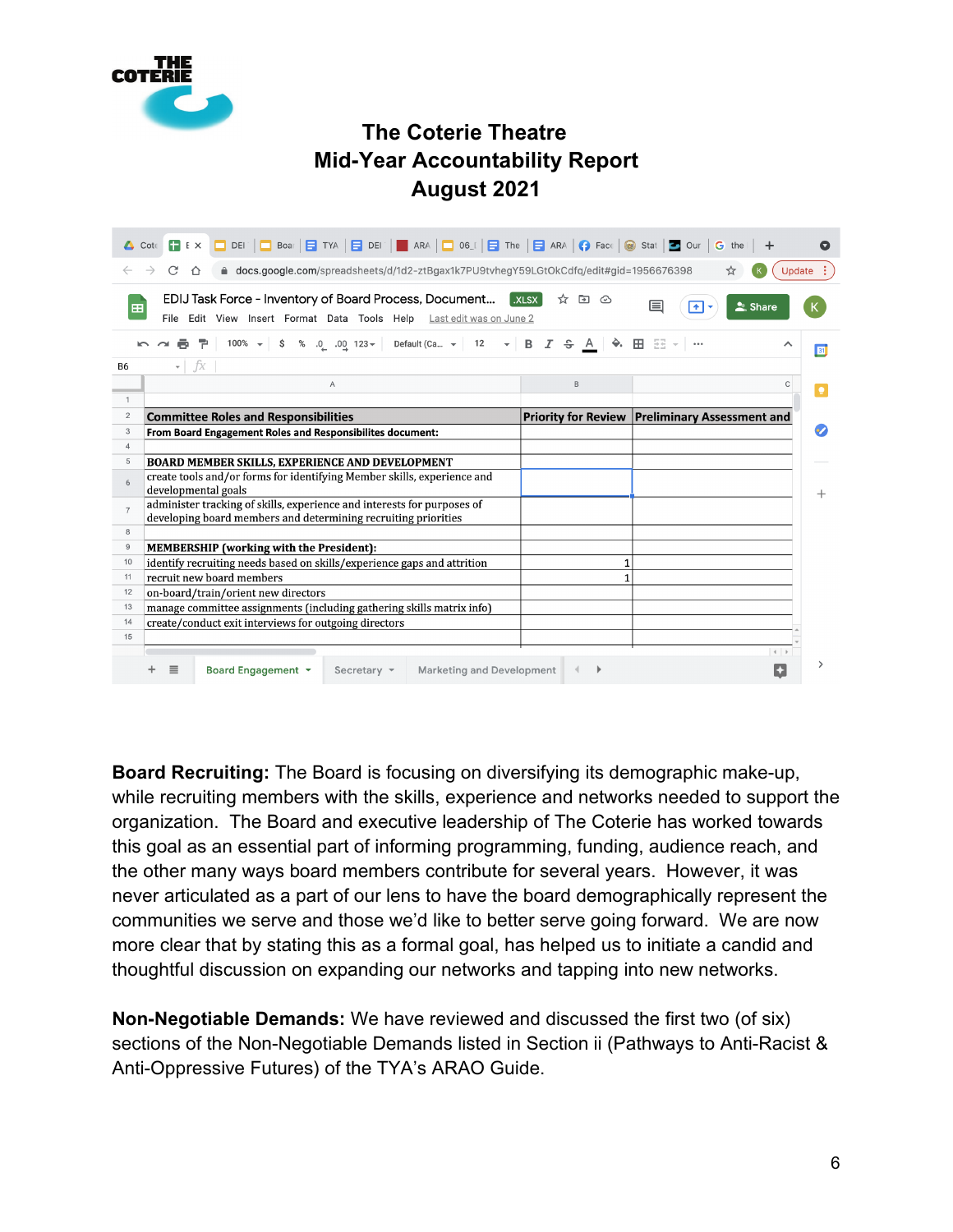# The Coterie Theatre
# Mid-Year Accountability Report
# August 2021

| Committee Roles and Responsibilities | Priority for Review | Preliminary Assessment and |
|---|---|---|
| From Board Engagement Roles and Responsibilites document: | | |
| | | |
| BOARD MEMBER SKILLS, EXPERIENCE AND DEVELOPMENT | | |
| create tools and/or forms for identifying Member skills, experience and developmental goals | | |
| administer tracking of skills, experience and interests for purposes of developing board members and determining recruiting priorities | | |
| | | |
| MEMBERSHIP (working with the President): | | |
| identify recruiting needs based on skills/experience gaps and attrition | 1 | |
| recruit new board members | 1 | |
| on-board/train/orient new directors | | |
| manage committee assignments (including gathering skills matrix info) | | |
| create/conduct exit interviews for outgoing directors | | |

**Board Recruiting:** The Board is focusing on diversifying its demographic make-up, while recruiting members with the skills, experience and networks needed to support the organization. The Board and executive leadership of The Coterie has worked towards this goal as an essential part of informing programming, funding, audience reach, and the other many ways board members contribute for several years. However, it was never articulated as a part of our lens to have the board demographically represent the communities we serve and those we'd like to better serve going forward. We are now more clear that by stating this as a formal goal, has helped us to initiate a candid and thoughtful discussion on expanding our networks and tapping into new networks.

**Non-Negotiable Demands:** We have reviewed and discussed the first two (of six) sections of the Non-Negotiable Demands listed in Section ii (Pathways to Anti-Racist & Anti-Oppressive Futures) of the TYA's ARAO Guide.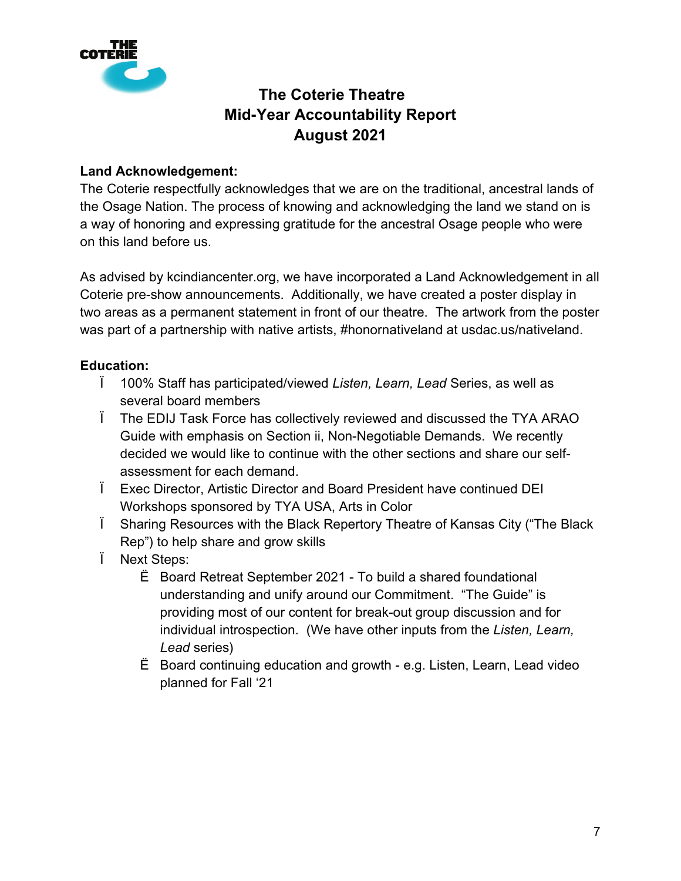# The Coterie Theatre
# Mid-Year Accountability Report
# August 2021

**Land Acknowledgement:**
The Coterie respectfully acknowledges that we are on the traditional, ancestral lands of the Osage Nation. The process of knowing and acknowledging the land we stand on is a way of honoring and expressing gratitude for the ancestral Osage people who were on this land before us.

As advised by kcindiancenter.org, we have incorporated a Land Acknowledgement in all Coterie pre-show announcements. Additionally, we have created a poster display in two areas as a permanent statement in front of our theatre. The artwork from the poster was part of a partnership with native artists, #honornativeland at usdac.us/nativeland.

**Education:**

- 100% Staff has participated/viewed *Listen, Learn, Lead* Series, as well as several board members
- The EDIJ Task Force has collectively reviewed and discussed the TYA ARAO Guide with emphasis on Section ii, Non-Negotiable Demands. We recently decided we would like to continue with the other sections and share our self-assessment for each demand.
- Exec Director, Artistic Director and Board President have continued DEI Workshops sponsored by TYA USA, Arts in Color
- Sharing Resources with the Black Repertory Theatre of Kansas City ("The Black Rep") to help share and grow skills
- Next Steps:
  - Board Retreat September 2021 - To build a shared foundational understanding and unify around our Commitment. "The Guide" is providing most of our content for break-out group discussion and for individual introspection. (We have other inputs from the *Listen, Learn, Lead* series)
  - Board continuing education and growth - e.g. Listen, Learn, Lead video planned for Fall '21